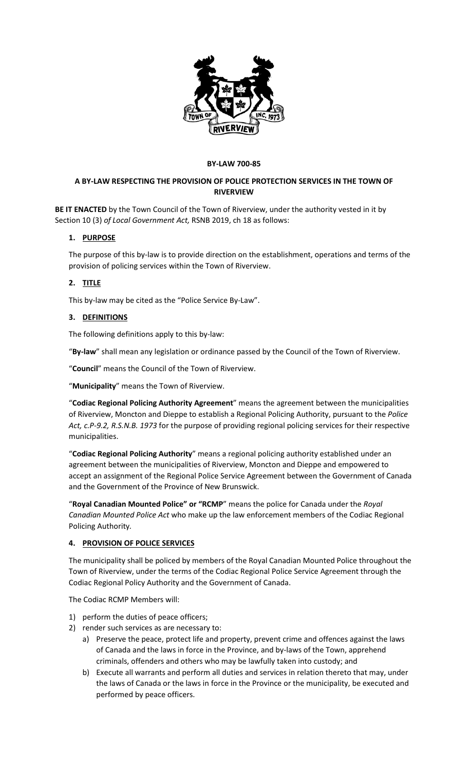**BY-LAW 700-85**

**A BY-LAW RESPECTING THE PROVISION OF POLICE PROTECTION SERVICES IN THE TOWN OF RIVERVIEW**

**BE IT ENACTED** by the Town Council of the Town of Riverview, under the authority vested in it by Section 10 (3) *of Local Government Act,* RSNB 2019, ch 18 as follows:

## 1. PURPOSE

The purpose of this by-law is to provide direction on the establishment, operations and terms of the provision of policing services within the Town of Riverview.

## 2. TITLE

This by-law may be cited as the "Police Service By-Law".

## 3. DEFINITIONS

The following definitions apply to this by-law:

"**By-law**" shall mean any legislation or ordinance passed by the Council of the Town of Riverview.

"**Council**" means the Council of the Town of Riverview.

"**Municipality**" means the Town of Riverview.

"**Codiac Regional Policing Authority Agreement**" means the agreement between the municipalities of Riverview, Moncton and Dieppe to establish a Regional Policing Authority, pursuant to the *Police Act, c.P-9.2, R.S.N.B. 1973* for the purpose of providing regional policing services for their respective municipalities.

"**Codiac Regional Policing Authority**" means a regional policing authority established under an agreement between the municipalities of Riverview, Moncton and Dieppe and empowered to accept an assignment of the Regional Police Service Agreement between the Government of Canada and the Government of the Province of New Brunswick.

"**Royal Canadian Mounted Police" or "RCMP**" means the police for Canada under the *Royal Canadian Mounted Police Act* who make up the law enforcement members of the Codiac Regional Policing Authority.

## 4. PROVISION OF POLICE SERVICES

The municipality shall be policed by members of the Royal Canadian Mounted Police throughout the Town of Riverview, under the terms of the Codiac Regional Police Service Agreement through the Codiac Regional Policy Authority and the Government of Canada.

The Codiac RCMP Members will:

1) perform the duties of peace officers;
2) render such services as are necessary to:
    a) Preserve the peace, protect life and property, prevent crime and offences against the laws of Canada and the laws in force in the Province, and by-laws of the Town, apprehend criminals, offenders and others who may be lawfully taken into custody; and
    b) Execute all warrants and perform all duties and services in relation thereto that may, under the laws of Canada or the laws in force in the Province or the municipality, be executed and performed by peace officers.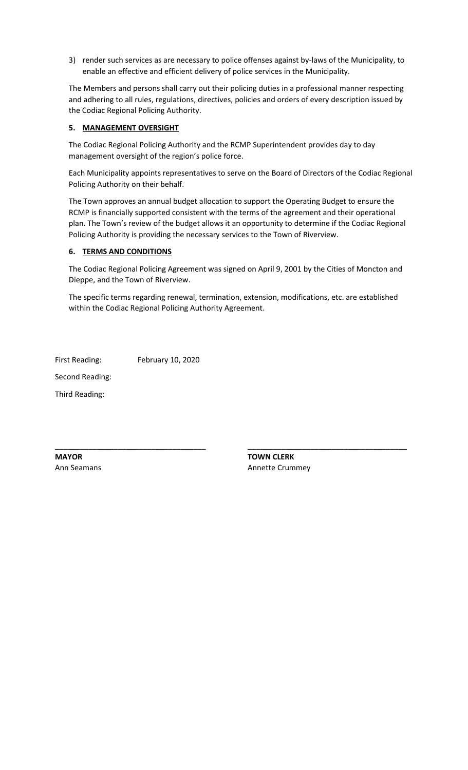3) render such services as are necessary to police offenses against by-laws of the Municipality, to enable an effective and efficient delivery of police services in the Municipality.

The Members and persons shall carry out their policing duties in a professional manner respecting and adhering to all rules, regulations, directives, policies and orders of every description issued by the Codiac Regional Policing Authority.

### 5. MANAGEMENT OVERSIGHT

The Codiac Regional Policing Authority and the RCMP Superintendent provides day to day management oversight of the region's police force.

Each Municipality appoints representatives to serve on the Board of Directors of the Codiac Regional Policing Authority on their behalf.

The Town approves an annual budget allocation to support the Operating Budget to ensure the RCMP is financially supported consistent with the terms of the agreement and their operational plan. The Town's review of the budget allows it an opportunity to determine if the Codiac Regional Policing Authority is providing the necessary services to the Town of Riverview.

### 6. TERMS AND CONDITIONS

The Codiac Regional Policing Agreement was signed on April 9, 2001 by the Cities of Moncton and Dieppe, and the Town of Riverview.

The specific terms regarding renewal, termination, extension, modifications, etc. are established within the Codiac Regional Policing Authority Agreement.

First Reading: February 10, 2020

Second Reading:

Third Reading:

___________________________________

**MAYOR**
Ann Seamans

___________________________________

**TOWN CLERK**
Annette Crummey